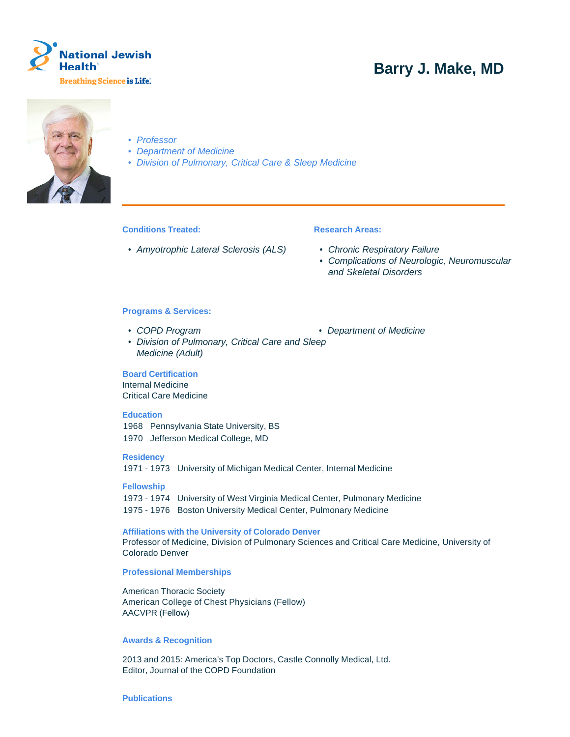National Jewish Health

Breathing Science is Life.

# Barry J. Make, MD

- *Professor*
- *Department of Medicine*
- *Division of Pulmonary, Critical Care & Sleep Medicine*

### Conditions Treated:

- *Amyotrophic Lateral Sclerosis (ALS)*

### Research Areas:

- *Chronic Respiratory Failure*
- *Complications of Neurologic, Neuromuscular and Skeletal Disorders*

### Programs & Services:

- *COPD Program*
- *Division of Pulmonary, Critical Care and Sleep Medicine (Adult)*
- *Department of Medicine*

### Board Certification

Internal Medicine
Critical Care Medicine

### Education

1968 Pennsylvania State University, BS
1970 Jefferson Medical College, MD

### Residency

1971 - 1973 University of Michigan Medical Center, Internal Medicine

### Fellowship

1973 - 1974 University of West Virginia Medical Center, Pulmonary Medicine
1975 - 1976 Boston University Medical Center, Pulmonary Medicine

### Affiliations with the University of Colorado Denver

Professor of Medicine, Division of Pulmonary Sciences and Critical Care Medicine, University of Colorado Denver

### Professional Memberships

American Thoracic Society
American College of Chest Physicians (Fellow)
AACVPR (Fellow)

### Awards & Recognition

2013 and 2015: America's Top Doctors, Castle Connolly Medical, Ltd.
Editor, Journal of the COPD Foundation

### Publications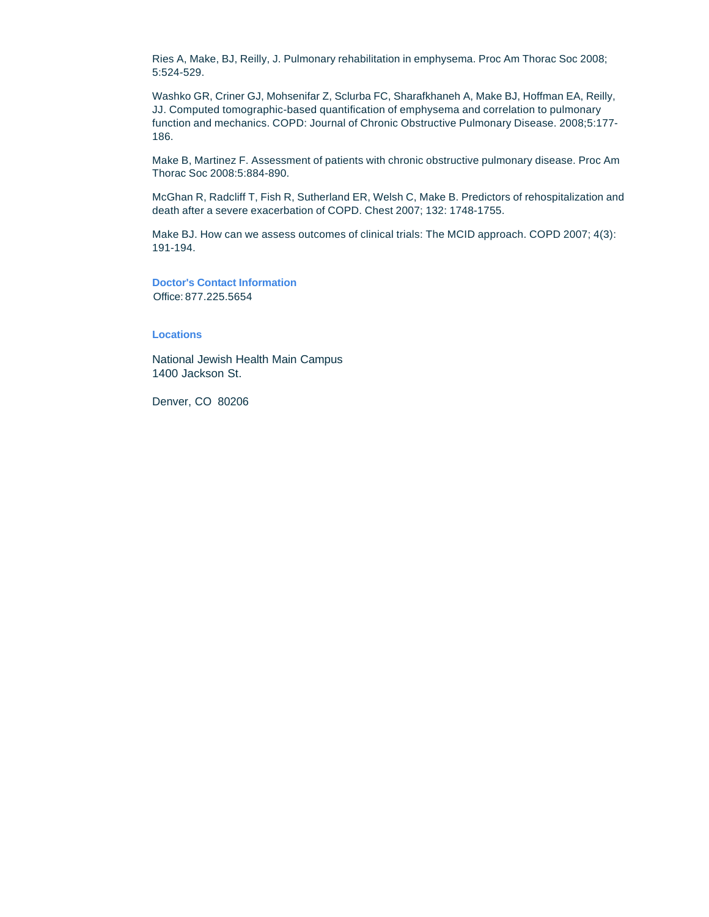Ries A, Make, BJ, Reilly, J. Pulmonary rehabilitation in emphysema. Proc Am Thorac Soc 2008; 5:524-529.

Washko GR, Criner GJ, Mohsenifar Z, Sclurba FC, Sharafkhaneh A, Make BJ, Hoffman EA, Reilly, JJ. Computed tomographic-based quantification of emphysema and correlation to pulmonary function and mechanics. COPD: Journal of Chronic Obstructive Pulmonary Disease. 2008;5:177-186.

Make B, Martinez F. Assessment of patients with chronic obstructive pulmonary disease. Proc Am Thorac Soc 2008:5:884-890.

McGhan R, Radcliff T, Fish R, Sutherland ER, Welsh C, Make B. Predictors of rehospitalization and death after a severe exacerbation of COPD. Chest 2007; 132: 1748-1755.

Make BJ. How can we assess outcomes of clinical trials: The MCID approach. COPD 2007; 4(3): 191-194.

**Doctor's Contact Information**

Office: 877.225.5654

**Locations**

National Jewish Health Main Campus
1400 Jackson St.

Denver, CO 80206